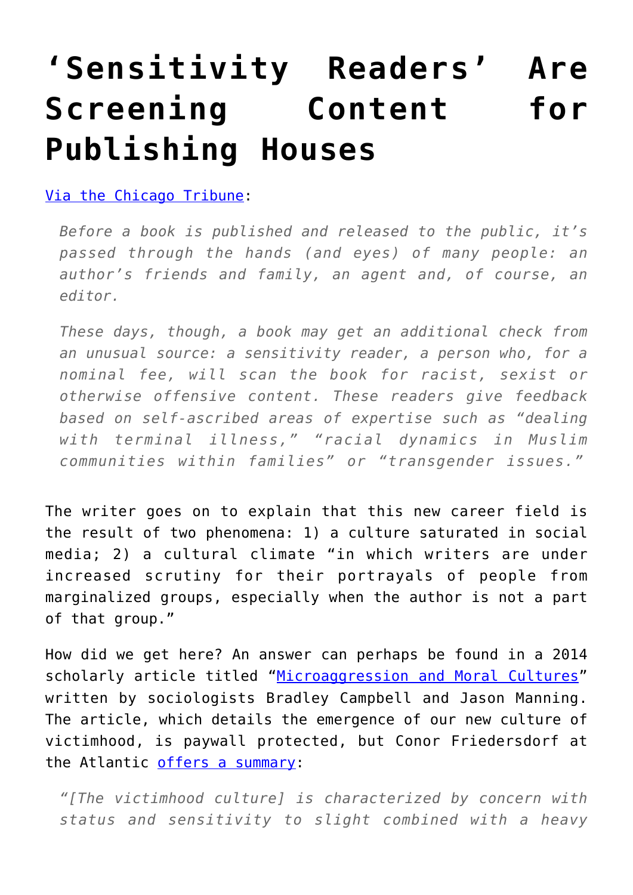# 'Sensitivity Readers' Are Screening Content for Publishing Houses

[Via the Chicago Tribune](#):

> *Before a book is published and released to the public, it's passed through the hands (and eyes) of many people: an author's friends and family, an agent and, of course, an editor.*
>
> *These days, though, a book may get an additional check from an unusual source: a sensitivity reader, a person who, for a nominal fee, will scan the book for racist, sexist or otherwise offensive content. These readers give feedback based on self-ascribed areas of expertise such as "dealing with terminal illness," "racial dynamics in Muslim communities within families" or "transgender issues."*

The writer goes on to explain that this new career field is the result of two phenomena: 1) a culture saturated in social media; 2) a cultural climate "in which writers are under increased scrutiny for their portrayals of people from marginalized groups, especially when the author is not a part of that group."

How did we get here? An answer can perhaps be found in a 2014 scholarly article titled "[Microaggression and Moral Cultures](#)" written by sociologists Bradley Campbell and Jason Manning. The article, which details the emergence of our new culture of victimhood, is paywall protected, but Conor Friedersdorf at the Atlantic [offers a summary](#):

> *"[The victimhood culture] is characterized by concern with status and sensitivity to slight combined with a heavy*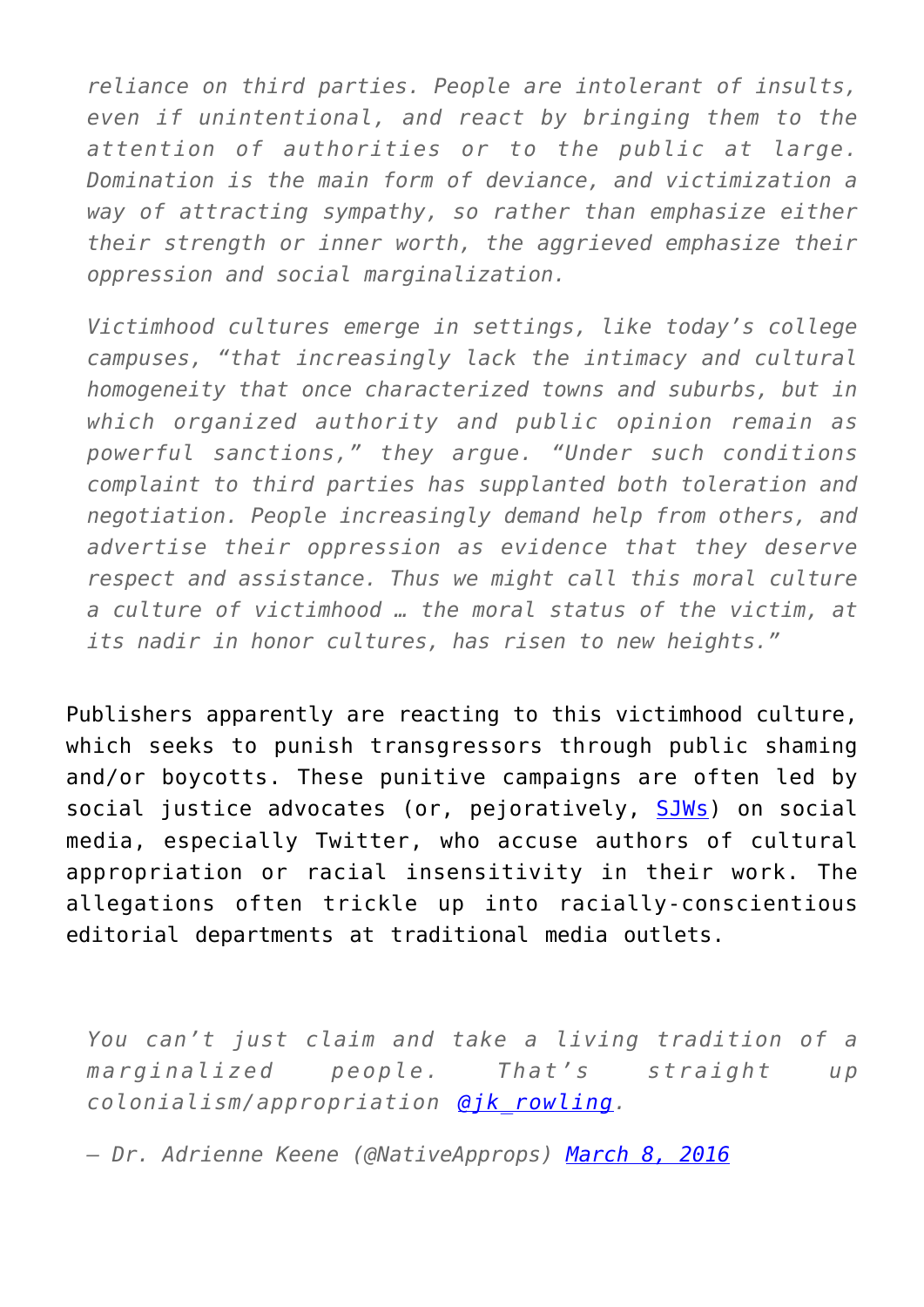> *reliance on third parties. People are intolerant of insults, even if unintentional, and react by bringing them to the attention of authorities or to the public at large. Domination is the main form of deviance, and victimization a way of attracting sympathy, so rather than emphasize either their strength or inner worth, the aggrieved emphasize their oppression and social marginalization.*
>
> *Victimhood cultures emerge in settings, like today's college campuses, "that increasingly lack the intimacy and cultural homogeneity that once characterized towns and suburbs, but in which organized authority and public opinion remain as powerful sanctions," they argue. "Under such conditions complaint to third parties has supplanted both toleration and negotiation. People increasingly demand help from others, and advertise their oppression as evidence that they deserve respect and assistance. Thus we might call this moral culture a culture of victimhood … the moral status of the victim, at its nadir in honor cultures, has risen to new heights."*

Publishers apparently are reacting to this victimhood culture, which seeks to punish transgressors through public shaming and/or boycotts. These punitive campaigns are often led by social justice advocates (or, pejoratively, SJWs) on social media, especially Twitter, who accuse authors of cultural appropriation or racial insensitivity in their work. The allegations often trickle up into racially-conscientious editorial departments at traditional media outlets.

> *You can't just claim and take a living tradition of a marginalized people. That's straight up colonialism/appropriation @jk_rowling.*
>
> *— Dr. Adrienne Keene (@NativeApprops) March 8, 2016*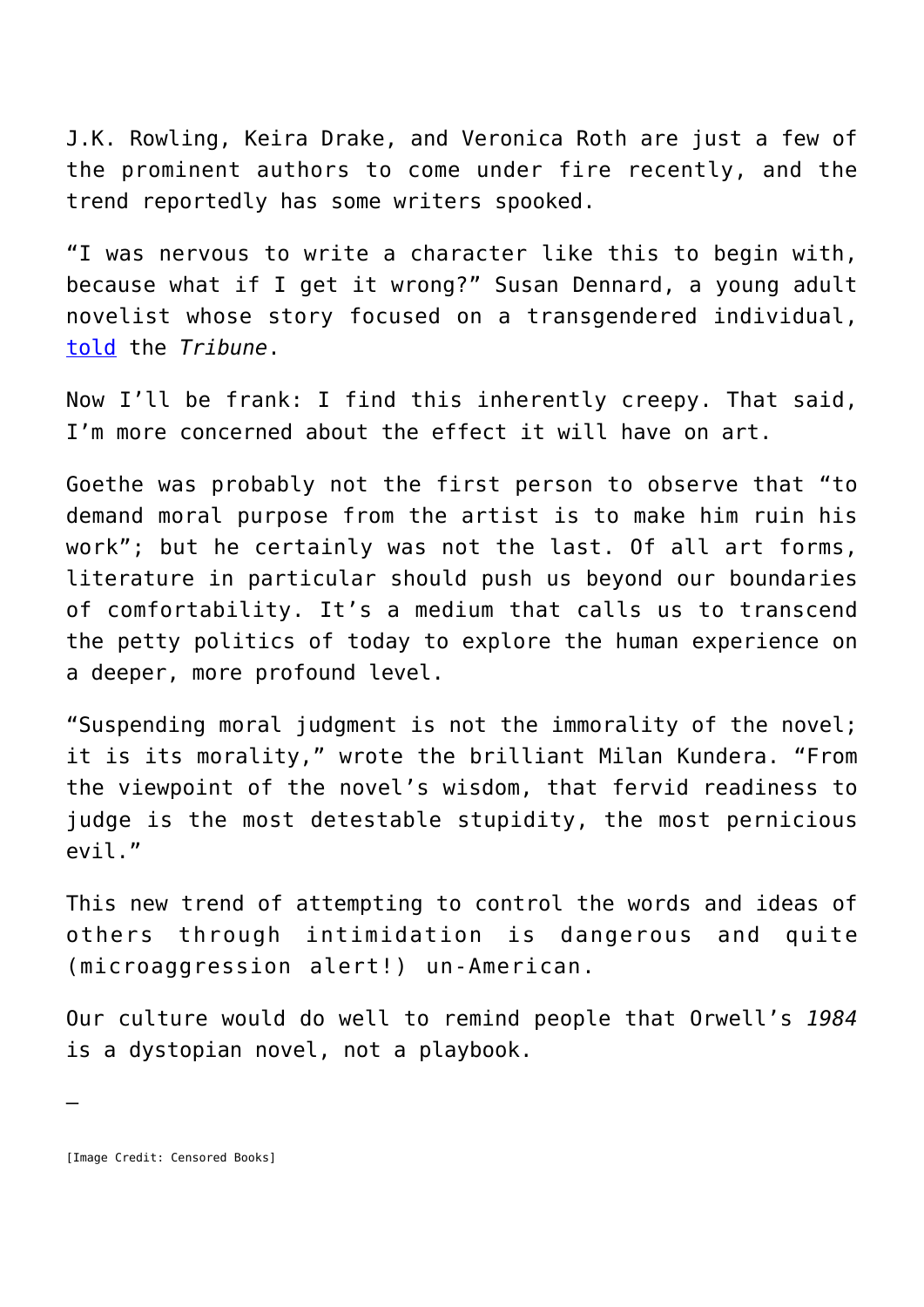J.K. Rowling, Keira Drake, and Veronica Roth are just a few of the prominent authors to come under fire recently, and the trend reportedly has some writers spooked.

"I was nervous to write a character like this to begin with, because what if I get it wrong?" Susan Dennard, a young adult novelist whose story focused on a transgendered individual, told the *Tribune*.

Now I'll be frank: I find this inherently creepy. That said, I'm more concerned about the effect it will have on art.

Goethe was probably not the first person to observe that "to demand moral purpose from the artist is to make him ruin his work"; but he certainly was not the last. Of all art forms, literature in particular should push us beyond our boundaries of comfortability. It's a medium that calls us to transcend the petty politics of today to explore the human experience on a deeper, more profound level.

"Suspending moral judgment is not the immorality of the novel; it is its morality," wrote the brilliant Milan Kundera. "From the viewpoint of the novel's wisdom, that fervid readiness to judge is the most detestable stupidity, the most pernicious evil."

This new trend of attempting to control the words and ideas of others through intimidation is dangerous and quite (microaggression alert!) un-American.

Our culture would do well to remind people that Orwell's *1984* is a dystopian novel, not a playbook.

—

[Image Credit: Censored Books]